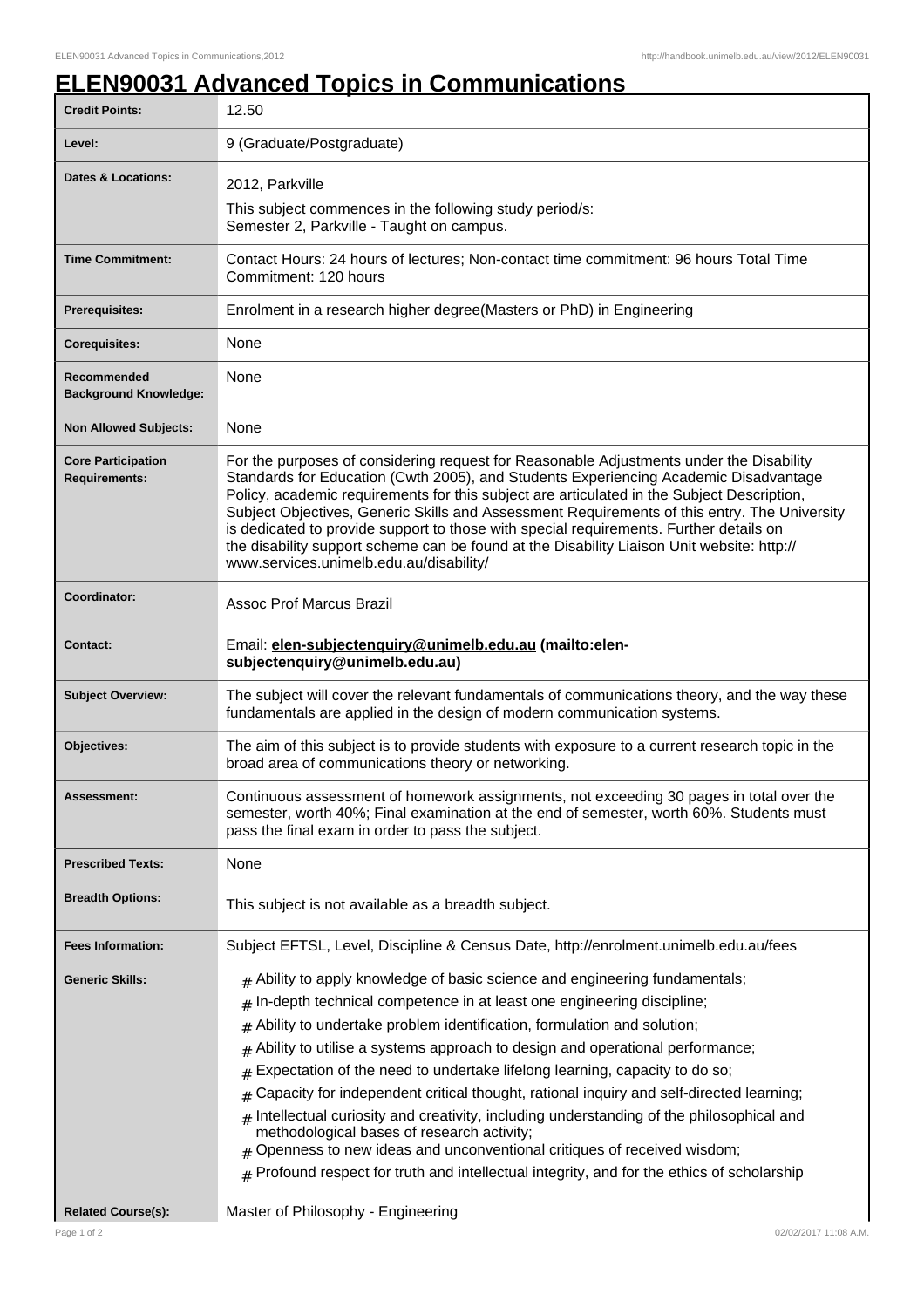# ELEN90031 Advanced Topics in Communications

| | |
|---|---|
| **Credit Points:** | 12.50 |
| **Level:** | 9 (Graduate/Postgraduate) |
| **Dates & Locations:** | 2012, Parkville<br>This subject commences in the following study period/s:<br>Semester 2, Parkville - Taught on campus. |
| **Time Commitment:** | Contact Hours: 24 hours of lectures; Non-contact time commitment: 96 hours Total Time Commitment: 120 hours |
| **Prerequisites:** | Enrolment in a research higher degree(Masters or PhD) in Engineering |
| **Corequisites:** | None |
| **Recommended Background Knowledge:** | None |
| **Non Allowed Subjects:** | None |
| **Core Participation Requirements:** | For the purposes of considering request for Reasonable Adjustments under the Disability Standards for Education (Cwth 2005), and Students Experiencing Academic Disadvantage Policy, academic requirements for this subject are articulated in the Subject Description, Subject Objectives, Generic Skills and Assessment Requirements of this entry. The University is dedicated to provide support to those with special requirements. Further details on the disability support scheme can be found at the Disability Liaison Unit website: http://www.services.unimelb.edu.au/disability/ |
| **Coordinator:** | Assoc Prof Marcus Brazil |
| **Contact:** | Email: **elen-subjectenquiry@unimelb.edu.au (mailto:elen-subjectenquiry@unimelb.edu.au)** |
| **Subject Overview:** | The subject will cover the relevant fundamentals of communications theory, and the way these fundamentals are applied in the design of modern communication systems. |
| **Objectives:** | The aim of this subject is to provide students with exposure to a current research topic in the broad area of communications theory or networking. |
| **Assessment:** | Continuous assessment of homework assignments, not exceeding 30 pages in total over the semester, worth 40%; Final examination at the end of semester, worth 60%. Students must pass the final exam in order to pass the subject. |
| **Prescribed Texts:** | None |
| **Breadth Options:** | This subject is not available as a breadth subject. |
| **Fees Information:** | Subject EFTSL, Level, Discipline & Census Date, http://enrolment.unimelb.edu.au/fees |
| **Generic Skills:** | # Ability to apply knowledge of basic science and engineering fundamentals;<br># In-depth technical competence in at least one engineering discipline;<br># Ability to undertake problem identification, formulation and solution;<br># Ability to utilise a systems approach to design and operational performance;<br># Expectation of the need to undertake lifelong learning, capacity to do so;<br># Capacity for independent critical thought, rational inquiry and self-directed learning;<br># Intellectual curiosity and creativity, including understanding of the philosophical and methodological bases of research activity;<br># Openness to new ideas and unconventional critiques of received wisdom;<br># Profound respect for truth and intellectual integrity, and for the ethics of scholarship |
| **Related Course(s):** | Master of Philosophy - Engineering |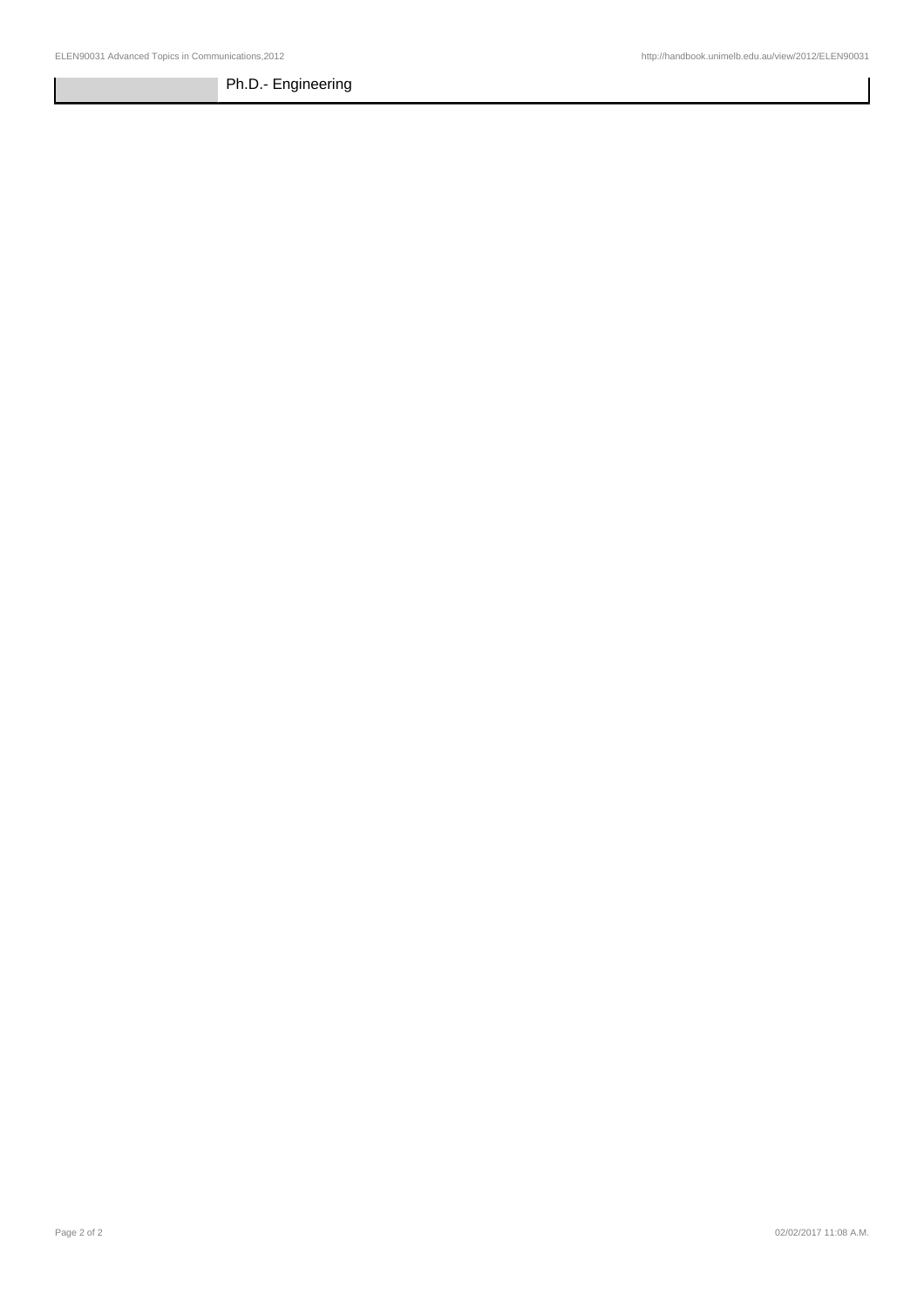| | |
|---|---|
| | Ph.D.- Engineering |